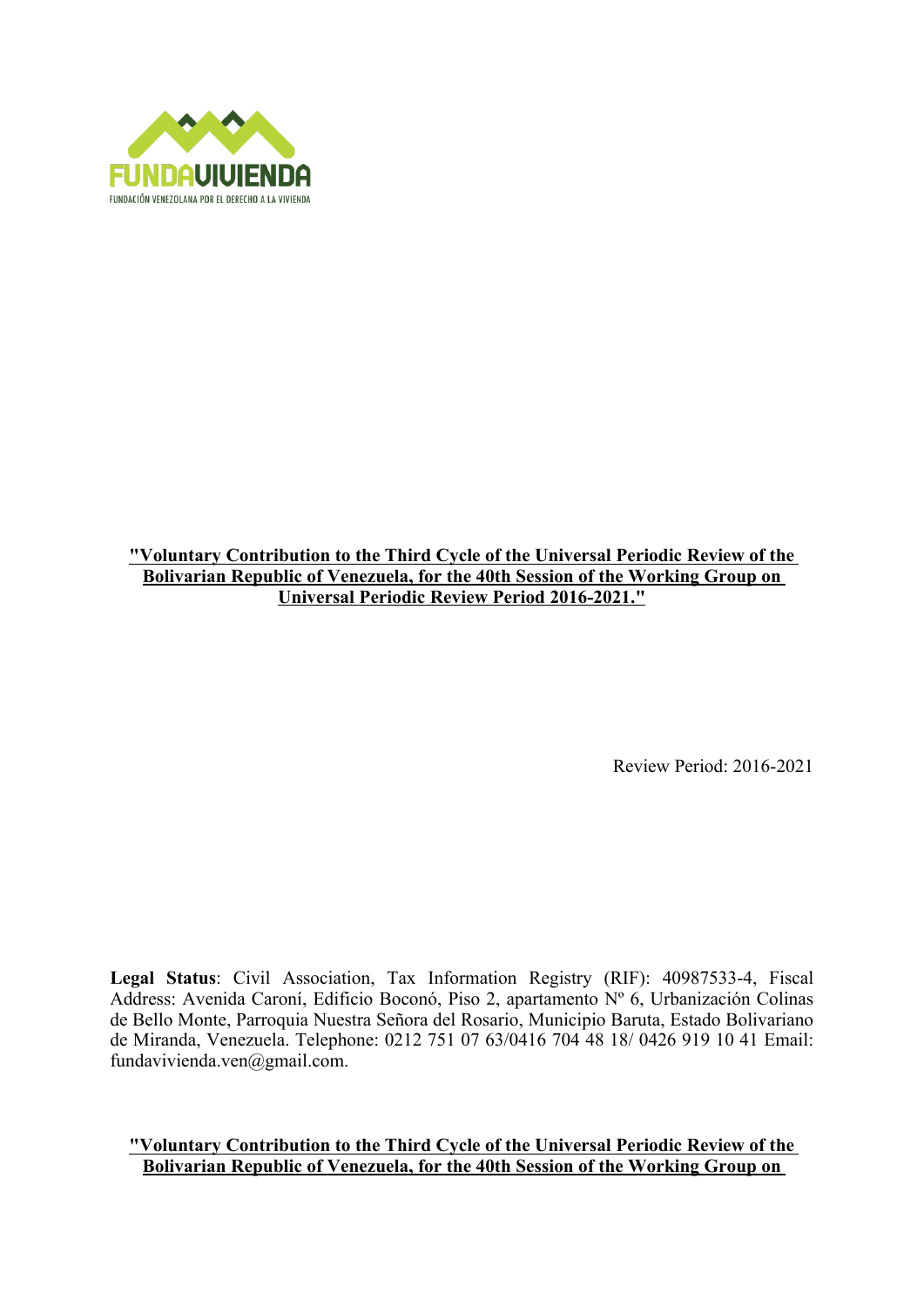FUNDAVIVIENDA

FUNDACIÓN VENEZOLANA POR EL DERECHO A LA VIVIENDA

**"Voluntary Contribution to the Third Cycle of the Universal Periodic Review of the Bolivarian Republic of Venezuela, for the 40th Session of the Working Group on Universal Periodic Review Period 2016-2021."**

Review Period: 2016-2021

**Legal Status**: Civil Association, Tax Information Registry (RIF): 40987533-4, Fiscal Address: Avenida Caroní, Edificio Boconó, Piso 2, apartamento Nº 6, Urbanización Colinas de Bello Monte, Parroquia Nuestra Señora del Rosario, Municipio Baruta, Estado Bolivariano de Miranda, Venezuela. Telephone: 0212 751 07 63/0416 704 48 18/ 0426 919 10 41 Email: fundavivienda.ven@gmail.com.

**"Voluntary Contribution to the Third Cycle of the Universal Periodic Review of the Bolivarian Republic of Venezuela, for the 40th Session of the Working Group on**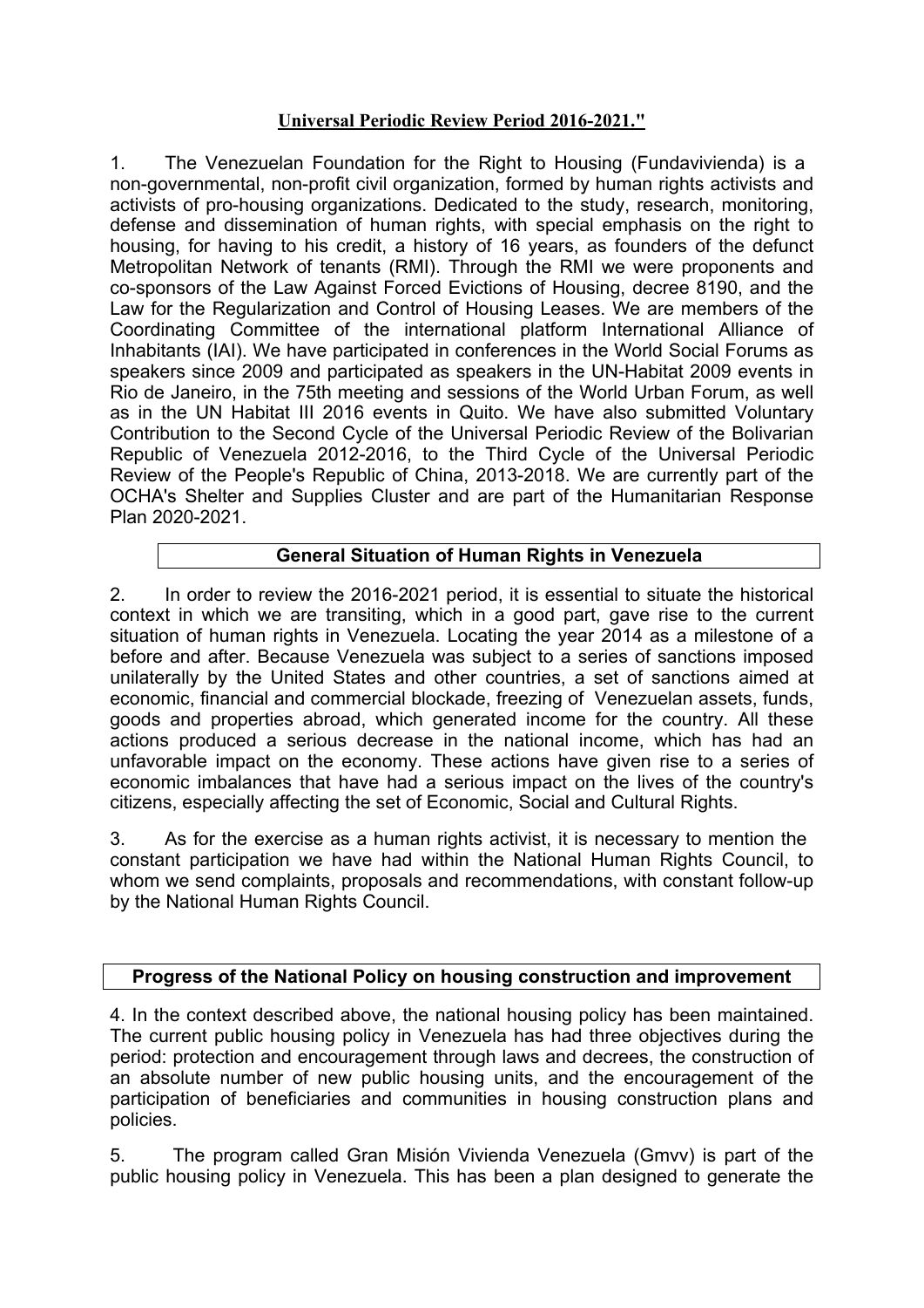**Universal Periodic Review Period 2016-2021."**

1. The Venezuelan Foundation for the Right to Housing (Fundavivienda) is a non-governmental, non-profit civil organization, formed by human rights activists and activists of pro-housing organizations. Dedicated to the study, research, monitoring, defense and dissemination of human rights, with special emphasis on the right to housing, for having to his credit, a history of 16 years, as founders of the defunct Metropolitan Network of tenants (RMI). Through the RMI we were proponents and co-sponsors of the Law Against Forced Evictions of Housing, decree 8190, and the Law for the Regularization and Control of Housing Leases. We are members of the Coordinating Committee of the international platform International Alliance of Inhabitants (IAI). We have participated in conferences in the World Social Forums as speakers since 2009 and participated as speakers in the UN-Habitat 2009 events in Rio de Janeiro, in the 75th meeting and sessions of the World Urban Forum, as well as in the UN Habitat III 2016 events in Quito. We have also submitted Voluntary Contribution to the Second Cycle of the Universal Periodic Review of the Bolivarian Republic of Venezuela 2012-2016, to the Third Cycle of the Universal Periodic Review of the People's Republic of China, 2013-2018. We are currently part of the OCHA's Shelter and Supplies Cluster and are part of the Humanitarian Response Plan 2020-2021.

## General Situation of Human Rights in Venezuela

2. In order to review the 2016-2021 period, it is essential to situate the historical context in which we are transiting, which in a good part, gave rise to the current situation of human rights in Venezuela. Locating the year 2014 as a milestone of a before and after. Because Venezuela was subject to a series of sanctions imposed unilaterally by the United States and other countries, a set of sanctions aimed at economic, financial and commercial blockade, freezing of Venezuelan assets, funds, goods and properties abroad, which generated income for the country. All these actions produced a serious decrease in the national income, which has had an unfavorable impact on the economy. These actions have given rise to a series of economic imbalances that have had a serious impact on the lives of the country's citizens, especially affecting the set of Economic, Social and Cultural Rights.

3. As for the exercise as a human rights activist, it is necessary to mention the constant participation we have had within the National Human Rights Council, to whom we send complaints, proposals and recommendations, with constant follow-up by the National Human Rights Council.

## Progress of the National Policy on housing construction and improvement

4. In the context described above, the national housing policy has been maintained. The current public housing policy in Venezuela has had three objectives during the period: protection and encouragement through laws and decrees, the construction of an absolute number of new public housing units, and the encouragement of the participation of beneficiaries and communities in housing construction plans and policies.

5. The program called Gran Misión Vivienda Venezuela (Gmvv) is part of the public housing policy in Venezuela. This has been a plan designed to generate the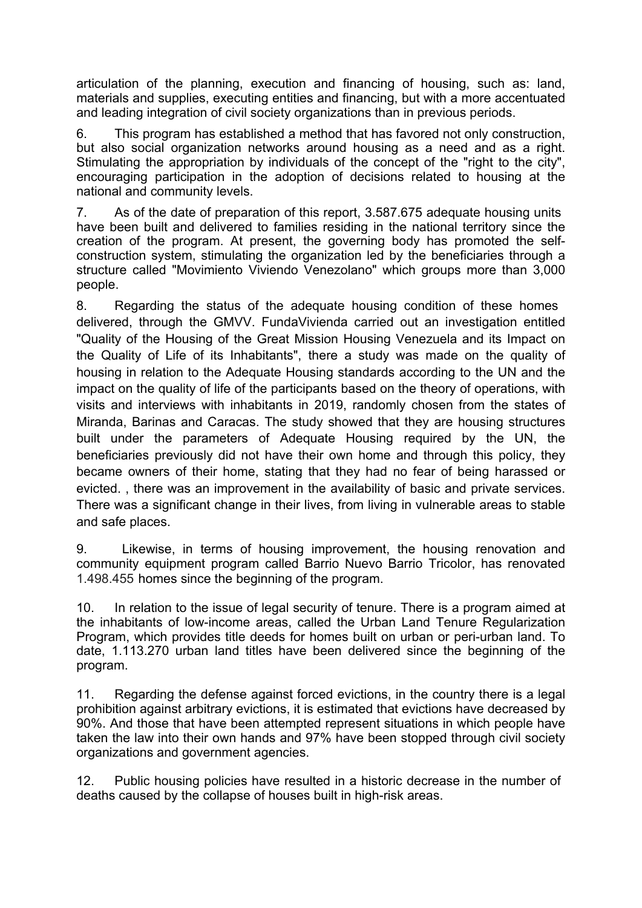articulation of the planning, execution and financing of housing, such as: land, materials and supplies, executing entities and financing, but with a more accentuated and leading integration of civil society organizations than in previous periods.

6. This program has established a method that has favored not only construction, but also social organization networks around housing as a need and as a right. Stimulating the appropriation by individuals of the concept of the "right to the city", encouraging participation in the adoption of decisions related to housing at the national and community levels.

7. As of the date of preparation of this report, 3.587.675 adequate housing units have been built and delivered to families residing in the national territory since the creation of the program. At present, the governing body has promoted the self-construction system, stimulating the organization led by the beneficiaries through a structure called "Movimiento Viviendo Venezolano" which groups more than 3,000 people.

8. Regarding the status of the adequate housing condition of these homes delivered, through the GMVV. FundaVivienda carried out an investigation entitled "Quality of the Housing of the Great Mission Housing Venezuela and its Impact on the Quality of Life of its Inhabitants", there a study was made on the quality of housing in relation to the Adequate Housing standards according to the UN and the impact on the quality of life of the participants based on the theory of operations, with visits and interviews with inhabitants in 2019, randomly chosen from the states of Miranda, Barinas and Caracas. The study showed that they are housing structures built under the parameters of Adequate Housing required by the UN, the beneficiaries previously did not have their own home and through this policy, they became owners of their home, stating that they had no fear of being harassed or evicted. , there was an improvement in the availability of basic and private services. There was a significant change in their lives, from living in vulnerable areas to stable and safe places.

9. Likewise, in terms of housing improvement, the housing renovation and community equipment program called Barrio Nuevo Barrio Tricolor, has renovated 1.498.455 homes since the beginning of the program.

10. In relation to the issue of legal security of tenure. There is a program aimed at the inhabitants of low-income areas, called the Urban Land Tenure Regularization Program, which provides title deeds for homes built on urban or peri-urban land. To date, 1.113.270 urban land titles have been delivered since the beginning of the program.

11. Regarding the defense against forced evictions, in the country there is a legal prohibition against arbitrary evictions, it is estimated that evictions have decreased by 90%. And those that have been attempted represent situations in which people have taken the law into their own hands and 97% have been stopped through civil society organizations and government agencies.

12. Public housing policies have resulted in a historic decrease in the number of deaths caused by the collapse of houses built in high-risk areas.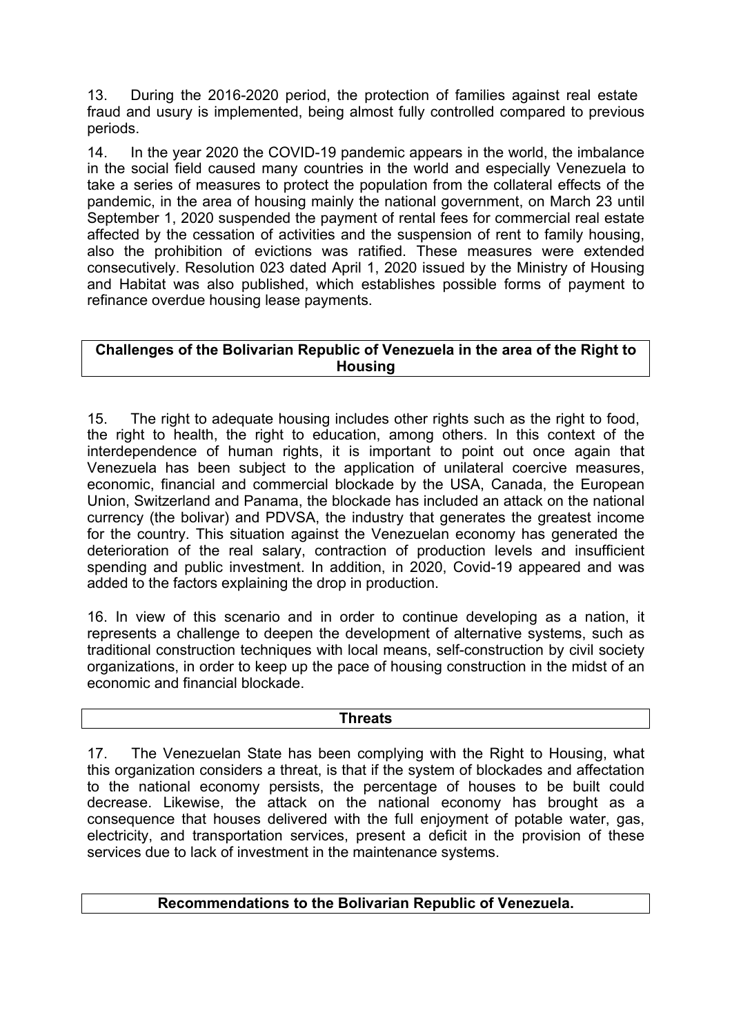13. During the 2016-2020 period, the protection of families against real estate fraud and usury is implemented, being almost fully controlled compared to previous periods.

14. In the year 2020 the COVID-19 pandemic appears in the world, the imbalance in the social field caused many countries in the world and especially Venezuela to take a series of measures to protect the population from the collateral effects of the pandemic, in the area of housing mainly the national government, on March 23 until September 1, 2020 suspended the payment of rental fees for commercial real estate affected by the cessation of activities and the suspension of rent to family housing, also the prohibition of evictions was ratified. These measures were extended consecutively. Resolution 023 dated April 1, 2020 issued by the Ministry of Housing and Habitat was also published, which establishes possible forms of payment to refinance overdue housing lease payments.

## Challenges of the Bolivarian Republic of Venezuela in the area of the Right to Housing

15. The right to adequate housing includes other rights such as the right to food, the right to health, the right to education, among others. In this context of the interdependence of human rights, it is important to point out once again that Venezuela has been subject to the application of unilateral coercive measures, economic, financial and commercial blockade by the USA, Canada, the European Union, Switzerland and Panama, the blockade has included an attack on the national currency (the bolivar) and PDVSA, the industry that generates the greatest income for the country. This situation against the Venezuelan economy has generated the deterioration of the real salary, contraction of production levels and insufficient spending and public investment. In addition, in 2020, Covid-19 appeared and was added to the factors explaining the drop in production.

16. In view of this scenario and in order to continue developing as a nation, it represents a challenge to deepen the development of alternative systems, such as traditional construction techniques with local means, self-construction by civil society organizations, in order to keep up the pace of housing construction in the midst of an economic and financial blockade.

## Threats

17. The Venezuelan State has been complying with the Right to Housing, what this organization considers a threat, is that if the system of blockades and affectation to the national economy persists, the percentage of houses to be built could decrease. Likewise, the attack on the national economy has brought as a consequence that houses delivered with the full enjoyment of potable water, gas, electricity, and transportation services, present a deficit in the provision of these services due to lack of investment in the maintenance systems.

## Recommendations to the Bolivarian Republic of Venezuela.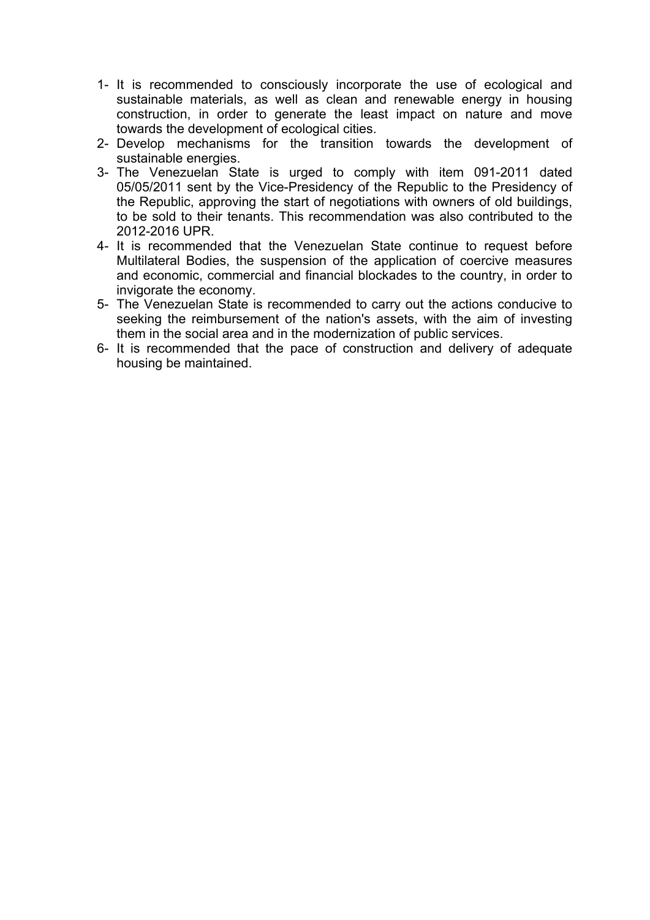1- It is recommended to consciously incorporate the use of ecological and sustainable materials, as well as clean and renewable energy in housing construction, in order to generate the least impact on nature and move towards the development of ecological cities.
2- Develop mechanisms for the transition towards the development of sustainable energies.
3- The Venezuelan State is urged to comply with item 091-2011 dated 05/05/2011 sent by the Vice-Presidency of the Republic to the Presidency of the Republic, approving the start of negotiations with owners of old buildings, to be sold to their tenants. This recommendation was also contributed to the 2012-2016 UPR.
4- It is recommended that the Venezuelan State continue to request before Multilateral Bodies, the suspension of the application of coercive measures and economic, commercial and financial blockades to the country, in order to invigorate the economy.
5- The Venezuelan State is recommended to carry out the actions conducive to seeking the reimbursement of the nation's assets, with the aim of investing them in the social area and in the modernization of public services.
6- It is recommended that the pace of construction and delivery of adequate housing be maintained.